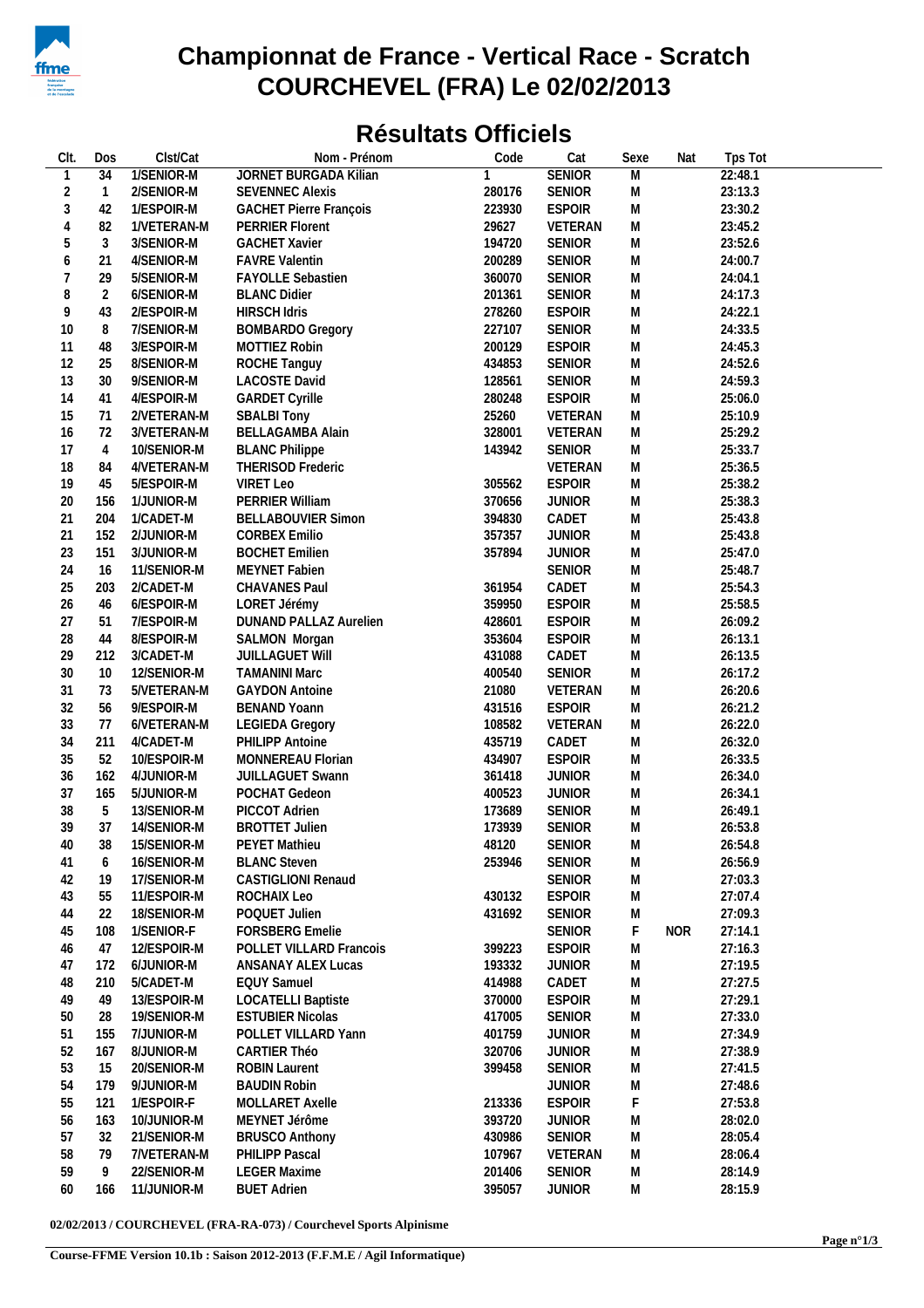# Championnat de France - Vertical Race - Scratch
# COURCHEVEL (FRA) Le 02/02/2013

## Résultats Officiels

| Clt. | Dos | Clst/Cat | Nom - Prénom | Code | Cat | Sexe | Nat | Tps Tot |
|---|---|---|---|---|---|---|---|---|
| 1 | 34 | 1/SENIOR-M | JORNET BURGADA Kilian | 1 | SENIOR | M | | 22:48.1 |
| 2 | 1 | 2/SENIOR-M | SEVENNEC Alexis | 280176 | SENIOR | M | | 23:13.3 |
| 3 | 42 | 1/ESPOIR-M | GACHET Pierre François | 223930 | ESPOIR | M | | 23:30.2 |
| 4 | 82 | 1/VETERAN-M | PERRIER Florent | 29627 | VETERAN | M | | 23:45.2 |
| 5 | 3 | 3/SENIOR-M | GACHET Xavier | 194720 | SENIOR | M | | 23:52.6 |
| 6 | 21 | 4/SENIOR-M | FAVRE Valentin | 200289 | SENIOR | M | | 24:00.7 |
| 7 | 29 | 5/SENIOR-M | FAYOLLE Sebastien | 360070 | SENIOR | M | | 24:04.1 |
| 8 | 2 | 6/SENIOR-M | BLANC Didier | 201361 | SENIOR | M | | 24:17.3 |
| 9 | 43 | 2/ESPOIR-M | HIRSCH Idris | 278260 | ESPOIR | M | | 24:22.1 |
| 10 | 8 | 7/SENIOR-M | BOMBARDO Gregory | 227107 | SENIOR | M | | 24:33.5 |
| 11 | 48 | 3/ESPOIR-M | MOTTIEZ Robin | 200129 | ESPOIR | M | | 24:45.3 |
| 12 | 25 | 8/SENIOR-M | ROCHE Tanguy | 434853 | SENIOR | M | | 24:52.6 |
| 13 | 30 | 9/SENIOR-M | LACOSTE David | 128561 | SENIOR | M | | 24:59.3 |
| 14 | 41 | 4/ESPOIR-M | GARDET Cyrille | 280248 | ESPOIR | M | | 25:06.0 |
| 15 | 71 | 2/VETERAN-M | SBALBI Tony | 25260 | VETERAN | M | | 25:10.9 |
| 16 | 72 | 3/VETERAN-M | BELLAGAMBA Alain | 328001 | VETERAN | M | | 25:29.2 |
| 17 | 4 | 10/SENIOR-M | BLANC Philippe | 143942 | SENIOR | M | | 25:33.7 |
| 18 | 84 | 4/VETERAN-M | THERISOD Frederic | | VETERAN | M | | 25:36.5 |
| 19 | 45 | 5/ESPOIR-M | VIRET Leo | 305562 | ESPOIR | M | | 25:38.2 |
| 20 | 156 | 1/JUNIOR-M | PERRIER William | 370656 | JUNIOR | M | | 25:38.3 |
| 21 | 204 | 1/CADET-M | BELLABOUVIER Simon | 394830 | CADET | M | | 25:43.8 |
| 21 | 152 | 2/JUNIOR-M | CORBEX Emilio | 357357 | JUNIOR | M | | 25:43.8 |
| 23 | 151 | 3/JUNIOR-M | BOCHET Emilien | 357894 | JUNIOR | M | | 25:47.0 |
| 24 | 16 | 11/SENIOR-M | MEYNET Fabien | | SENIOR | M | | 25:48.7 |
| 25 | 203 | 2/CADET-M | CHAVANES Paul | 361954 | CADET | M | | 25:54.3 |
| 26 | 46 | 6/ESPOIR-M | LORET Jérémy | 359950 | ESPOIR | M | | 25:58.5 |
| 27 | 51 | 7/ESPOIR-M | DUNAND PALLAZ Aurelien | 428601 | ESPOIR | M | | 26:09.2 |
| 28 | 44 | 8/ESPOIR-M | SALMON Morgan | 353604 | ESPOIR | M | | 26:13.1 |
| 29 | 212 | 3/CADET-M | JUILLAGUET Will | 431088 | CADET | M | | 26:13.5 |
| 30 | 10 | 12/SENIOR-M | TAMANINI Marc | 400540 | SENIOR | M | | 26:17.2 |
| 31 | 73 | 5/VETERAN-M | GAYDON Antoine | 21080 | VETERAN | M | | 26:20.6 |
| 32 | 56 | 9/ESPOIR-M | BENAND Yoann | 431516 | ESPOIR | M | | 26:21.2 |
| 33 | 77 | 6/VETERAN-M | LEGIEDA Gregory | 108582 | VETERAN | M | | 26:22.0 |
| 34 | 211 | 4/CADET-M | PHILIPP Antoine | 435719 | CADET | M | | 26:32.0 |
| 35 | 52 | 10/ESPOIR-M | MONNEREAU Florian | 434907 | ESPOIR | M | | 26:33.5 |
| 36 | 162 | 4/JUNIOR-M | JUILLAGUET Swann | 361418 | JUNIOR | M | | 26:34.0 |
| 37 | 165 | 5/JUNIOR-M | POCHAT Gedeon | 400523 | JUNIOR | M | | 26:34.1 |
| 38 | 5 | 13/SENIOR-M | PICCOT Adrien | 173689 | SENIOR | M | | 26:49.1 |
| 39 | 37 | 14/SENIOR-M | BROTTET Julien | 173939 | SENIOR | M | | 26:53.8 |
| 40 | 38 | 15/SENIOR-M | PEYET Mathieu | 48120 | SENIOR | M | | 26:54.8 |
| 41 | 6 | 16/SENIOR-M | BLANC Steven | 253946 | SENIOR | M | | 26:56.9 |
| 42 | 19 | 17/SENIOR-M | CASTIGLIONI Renaud | | SENIOR | M | | 27:03.3 |
| 43 | 55 | 11/ESPOIR-M | ROCHAIX Leo | 430132 | ESPOIR | M | | 27:07.4 |
| 44 | 22 | 18/SENIOR-M | POQUET Julien | 431692 | SENIOR | M | | 27:09.3 |
| 45 | 108 | 1/SENIOR-F | FORSBERG Emelie | | SENIOR | F | NOR | 27:14.1 |
| 46 | 47 | 12/ESPOIR-M | POLLET VILLARD Francois | 399223 | ESPOIR | M | | 27:16.3 |
| 47 | 172 | 6/JUNIOR-M | ANSANAY ALEX Lucas | 193332 | JUNIOR | M | | 27:19.5 |
| 48 | 210 | 5/CADET-M | EQUY Samuel | 414988 | CADET | M | | 27:27.5 |
| 49 | 49 | 13/ESPOIR-M | LOCATELLI Baptiste | 370000 | ESPOIR | M | | 27:29.1 |
| 50 | 28 | 19/SENIOR-M | ESTUBIER Nicolas | 417005 | SENIOR | M | | 27:33.0 |
| 51 | 155 | 7/JUNIOR-M | POLLET VILLARD Yann | 401759 | JUNIOR | M | | 27:34.9 |
| 52 | 167 | 8/JUNIOR-M | CARTIER Théo | 320706 | JUNIOR | M | | 27:38.9 |
| 53 | 15 | 20/SENIOR-M | ROBIN Laurent | 399458 | SENIOR | M | | 27:41.5 |
| 54 | 179 | 9/JUNIOR-M | BAUDIN Robin | | JUNIOR | M | | 27:48.6 |
| 55 | 121 | 1/ESPOIR-F | MOLLARET Axelle | 213336 | ESPOIR | F | | 27:53.8 |
| 56 | 163 | 10/JUNIOR-M | MEYNET Jérôme | 393720 | JUNIOR | M | | 28:02.0 |
| 57 | 32 | 21/SENIOR-M | BRUSCO Anthony | 430986 | SENIOR | M | | 28:05.4 |
| 58 | 79 | 7/VETERAN-M | PHILIPP Pascal | 107967 | VETERAN | M | | 28:06.4 |
| 59 | 9 | 22/SENIOR-M | LEGER Maxime | 201406 | SENIOR | M | | 28:14.9 |
| 60 | 166 | 11/JUNIOR-M | BUET Adrien | 395057 | JUNIOR | M | | 28:15.9 |

**02/02/2013 / COURCHEVEL (FRA-RA-073) / Courchevel Sports Alpinisme**

**Course-FFME Version 10.1b : Saison 2012-2013 (F.F.M.E / Agil Informatique)**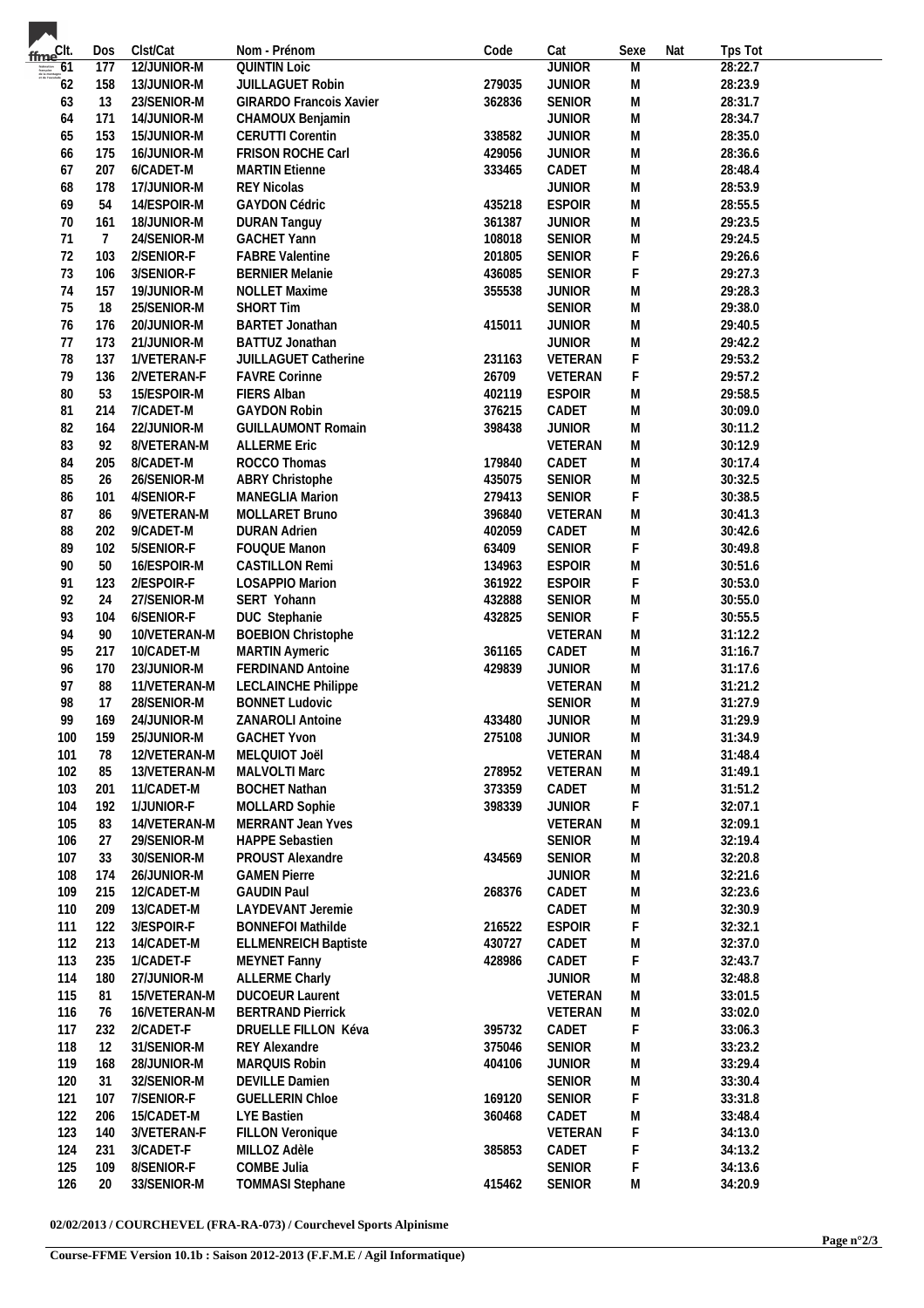| Clt. | Dos | Clst/Cat | Nom - Prénom | Code | Cat | Sexe | Nat | Tps Tot |
|---|---|---|---|---|---|---|---|---|
| 61 | 177 | 12/JUNIOR-M | QUINTIN Loic | | JUNIOR | M | | 28:22.7 |
| 62 | 158 | 13/JUNIOR-M | JUILLAGUET Robin | 279035 | JUNIOR | M | | 28:23.9 |
| 63 | 13 | 23/SENIOR-M | GIRARDO Francois Xavier | 362836 | SENIOR | M | | 28:31.7 |
| 64 | 171 | 14/JUNIOR-M | CHAMOUX Benjamin | | JUNIOR | M | | 28:34.7 |
| 65 | 153 | 15/JUNIOR-M | CERUTTI Corentin | 338582 | JUNIOR | M | | 28:35.0 |
| 66 | 175 | 16/JUNIOR-M | FRISON ROCHE Carl | 429056 | JUNIOR | M | | 28:36.6 |
| 67 | 207 | 6/CADET-M | MARTIN Etienne | 333465 | CADET | M | | 28:48.4 |
| 68 | 178 | 17/JUNIOR-M | REY Nicolas | | JUNIOR | M | | 28:53.9 |
| 69 | 54 | 14/ESPOIR-M | GAYDON Cédric | 435218 | ESPOIR | M | | 28:55.5 |
| 70 | 161 | 18/JUNIOR-M | DURAN Tanguy | 361387 | JUNIOR | M | | 29:23.5 |
| 71 | 7 | 24/SENIOR-M | GACHET Yann | 108018 | SENIOR | M | | 29:24.5 |
| 72 | 103 | 2/SENIOR-F | FABRE Valentine | 201805 | SENIOR | F | | 29:26.6 |
| 73 | 106 | 3/SENIOR-F | BERNIER Melanie | 436085 | SENIOR | F | | 29:27.3 |
| 74 | 157 | 19/JUNIOR-M | NOLLET Maxime | 355538 | JUNIOR | M | | 29:28.3 |
| 75 | 18 | 25/SENIOR-M | SHORT Tim | | SENIOR | M | | 29:38.0 |
| 76 | 176 | 20/JUNIOR-M | BARTET Jonathan | 415011 | JUNIOR | M | | 29:40.5 |
| 77 | 173 | 21/JUNIOR-M | BATTUZ Jonathan | | JUNIOR | M | | 29:42.2 |
| 78 | 137 | 1/VETERAN-F | JUILLAGUET Catherine | 231163 | VETERAN | F | | 29:53.2 |
| 79 | 136 | 2/VETERAN-F | FAVRE Corinne | 26709 | VETERAN | F | | 29:57.2 |
| 80 | 53 | 15/ESPOIR-M | FIERS Alban | 402119 | ESPOIR | M | | 29:58.5 |
| 81 | 214 | 7/CADET-M | GAYDON Robin | 376215 | CADET | M | | 30:09.0 |
| 82 | 164 | 22/JUNIOR-M | GUILLAUMONT Romain | 398438 | JUNIOR | M | | 30:11.2 |
| 83 | 92 | 8/VETERAN-M | ALLERME Eric | | VETERAN | M | | 30:12.9 |
| 84 | 205 | 8/CADET-M | ROCCO Thomas | 179840 | CADET | M | | 30:17.4 |
| 85 | 26 | 26/SENIOR-M | ABRY Christophe | 435075 | SENIOR | M | | 30:32.5 |
| 86 | 101 | 4/SENIOR-F | MANEGLIA Marion | 279413 | SENIOR | F | | 30:38.5 |
| 87 | 86 | 9/VETERAN-M | MOLLARET Bruno | 396840 | VETERAN | M | | 30:41.3 |
| 88 | 202 | 9/CADET-M | DURAN Adrien | 402059 | CADET | M | | 30:42.6 |
| 89 | 102 | 5/SENIOR-F | FOUQUE Manon | 63409 | SENIOR | F | | 30:49.8 |
| 90 | 50 | 16/ESPOIR-M | CASTILLON Remi | 134963 | ESPOIR | M | | 30:51.6 |
| 91 | 123 | 2/ESPOIR-F | LOSAPPIO Marion | 361922 | ESPOIR | F | | 30:53.0 |
| 92 | 24 | 27/SENIOR-M | SERT Yohann | 432888 | SENIOR | M | | 30:55.0 |
| 93 | 104 | 6/SENIOR-F | DUC Stephanie | 432825 | SENIOR | F | | 30:55.5 |
| 94 | 90 | 10/VETERAN-M | BOEBION Christophe | | VETERAN | M | | 31:12.2 |
| 95 | 217 | 10/CADET-M | MARTIN Aymeric | 361165 | CADET | M | | 31:16.7 |
| 96 | 170 | 23/JUNIOR-M | FERDINAND Antoine | 429839 | JUNIOR | M | | 31:17.6 |
| 97 | 88 | 11/VETERAN-M | LECLAINCHE Philippe | | VETERAN | M | | 31:21.2 |
| 98 | 17 | 28/SENIOR-M | BONNET Ludovic | | SENIOR | M | | 31:27.9 |
| 99 | 169 | 24/JUNIOR-M | ZANAROLI Antoine | 433480 | JUNIOR | M | | 31:29.9 |
| 100 | 159 | 25/JUNIOR-M | GACHET Yvon | 275108 | JUNIOR | M | | 31:34.9 |
| 101 | 78 | 12/VETERAN-M | MELQUIOT Joël | | VETERAN | M | | 31:48.4 |
| 102 | 85 | 13/VETERAN-M | MALVOLTI Marc | 278952 | VETERAN | M | | 31:49.1 |
| 103 | 201 | 11/CADET-M | BOCHET Nathan | 373359 | CADET | M | | 31:51.2 |
| 104 | 192 | 1/JUNIOR-F | MOLLARD Sophie | 398339 | JUNIOR | F | | 32:07.1 |
| 105 | 83 | 14/VETERAN-M | MERRANT Jean Yves | | VETERAN | M | | 32:09.1 |
| 106 | 27 | 29/SENIOR-M | HAPPE Sebastien | | SENIOR | M | | 32:19.4 |
| 107 | 33 | 30/SENIOR-M | PROUST Alexandre | 434569 | SENIOR | M | | 32:20.8 |
| 108 | 174 | 26/JUNIOR-M | GAMEN Pierre | | JUNIOR | M | | 32:21.6 |
| 109 | 215 | 12/CADET-M | GAUDIN Paul | 268376 | CADET | M | | 32:23.6 |
| 110 | 209 | 13/CADET-M | LAYDEVANT Jeremie | | CADET | M | | 32:30.9 |
| 111 | 122 | 3/ESPOIR-F | BONNEFOI Mathilde | 216522 | ESPOIR | F | | 32:32.1 |
| 112 | 213 | 14/CADET-M | ELLMENREICH Baptiste | 430727 | CADET | M | | 32:37.0 |
| 113 | 235 | 1/CADET-F | MEYNET Fanny | 428986 | CADET | F | | 32:43.7 |
| 114 | 180 | 27/JUNIOR-M | ALLERME Charly | | JUNIOR | M | | 32:48.8 |
| 115 | 81 | 15/VETERAN-M | DUCOEUR Laurent | | VETERAN | M | | 33:01.5 |
| 116 | 76 | 16/VETERAN-M | BERTRAND Pierrick | | VETERAN | M | | 33:02.0 |
| 117 | 232 | 2/CADET-F | DRUELLE FILLON Kéva | 395732 | CADET | F | | 33:06.3 |
| 118 | 12 | 31/SENIOR-M | REY Alexandre | 375046 | SENIOR | M | | 33:23.2 |
| 119 | 168 | 28/JUNIOR-M | MARQUIS Robin | 404106 | JUNIOR | M | | 33:29.4 |
| 120 | 31 | 32/SENIOR-M | DEVILLE Damien | | SENIOR | M | | 33:30.4 |
| 121 | 107 | 7/SENIOR-F | GUELLERIN Chloe | 169120 | SENIOR | F | | 33:31.8 |
| 122 | 206 | 15/CADET-M | LYE Bastien | 360468 | CADET | M | | 33:48.4 |
| 123 | 140 | 3/VETERAN-F | FILLON Veronique | | VETERAN | F | | 34:13.0 |
| 124 | 231 | 3/CADET-F | MILLOZ Adèle | 385853 | CADET | F | | 34:13.2 |
| 125 | 109 | 8/SENIOR-F | COMBE Julia | | SENIOR | F | | 34:13.6 |
| 126 | 20 | 33/SENIOR-M | TOMMASI Stephane | 415462 | SENIOR | M | | 34:20.9 |

**02/02/2013 / COURCHEVEL (FRA-RA-073) / Courchevel Sports Alpinisme**

**Course-FFME Version 10.1b : Saison 2012-2013 (F.F.M.E / Agil Informatique)**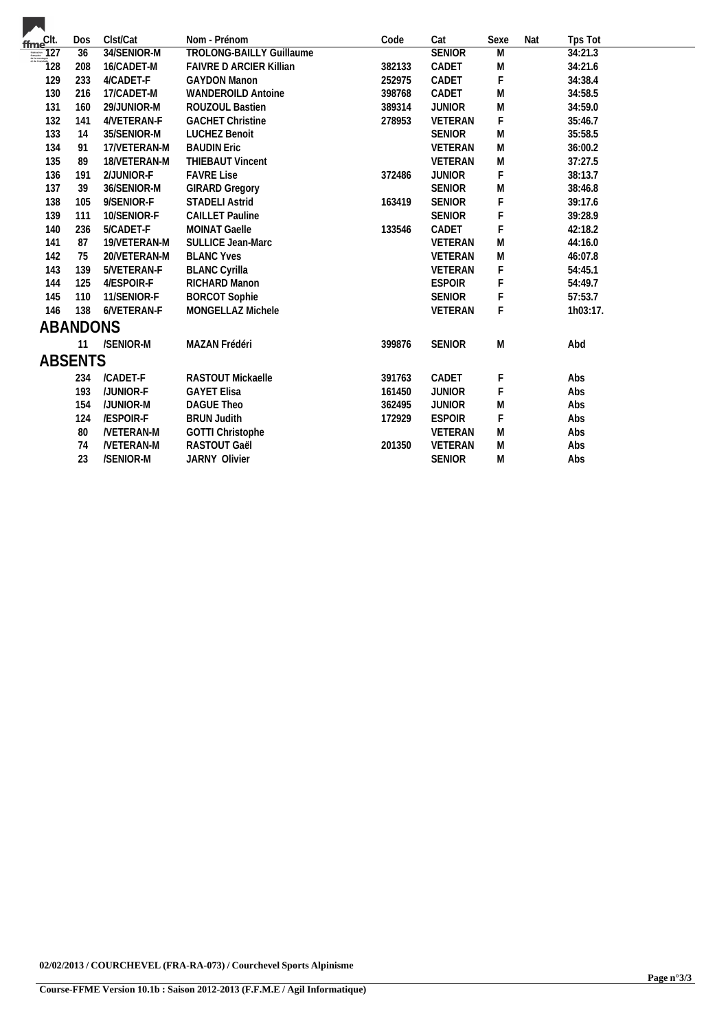| Clt. | Dos | Clst/Cat | Nom - Prénom | Code | Cat | Sexe | Nat | Tps Tot |
|---|---|---|---|---|---|---|---|---|
| 127 | 36 | 34/SENIOR-M | TROLONG-BAILLY Guillaume | | SENIOR | M | | 34:21.3 |
| 128 | 208 | 16/CADET-M | FAIVRE D ARCIER Killian | 382133 | CADET | M | | 34:21.6 |
| 129 | 233 | 4/CADET-F | GAYDON Manon | 252975 | CADET | F | | 34:38.4 |
| 130 | 216 | 17/CADET-M | WANDEROILD Antoine | 398768 | CADET | M | | 34:58.5 |
| 131 | 160 | 29/JUNIOR-M | ROUZOUL Bastien | 389314 | JUNIOR | M | | 34:59.0 |
| 132 | 141 | 4/VETERAN-F | GACHET Christine | 278953 | VETERAN | F | | 35:46.7 |
| 133 | 14 | 35/SENIOR-M | LUCHEZ Benoit | | SENIOR | M | | 35:58.5 |
| 134 | 91 | 17/VETERAN-M | BAUDIN Eric | | VETERAN | M | | 36:00.2 |
| 135 | 89 | 18/VETERAN-M | THIEBAUT Vincent | | VETERAN | M | | 37:27.5 |
| 136 | 191 | 2/JUNIOR-F | FAVRE Lise | 372486 | JUNIOR | F | | 38:13.7 |
| 137 | 39 | 36/SENIOR-M | GIRARD Gregory | | SENIOR | M | | 38:46.8 |
| 138 | 105 | 9/SENIOR-F | STADELI Astrid | 163419 | SENIOR | F | | 39:17.6 |
| 139 | 111 | 10/SENIOR-F | CAILLET Pauline | | SENIOR | F | | 39:28.9 |
| 140 | 236 | 5/CADET-F | MOINAT Gaelle | 133546 | CADET | F | | 42:18.2 |
| 141 | 87 | 19/VETERAN-M | SULLICE Jean-Marc | | VETERAN | M | | 44:16.0 |
| 142 | 75 | 20/VETERAN-M | BLANC Yves | | VETERAN | M | | 46:07.8 |
| 143 | 139 | 5/VETERAN-F | BLANC Cyrilla | | VETERAN | F | | 54:45.1 |
| 144 | 125 | 4/ESPOIR-F | RICHARD Manon | | ESPOIR | F | | 54:49.7 |
| 145 | 110 | 11/SENIOR-F | BORCOT Sophie | | SENIOR | F | | 57:53.7 |
| 146 | 138 | 6/VETERAN-F | MONGELLAZ Michele | | VETERAN | F | | 1h03:17. |

## ABANDONS

| | Dos | Clst/Cat | Nom - Prénom | Code | Cat | Sexe | Nat | Tps Tot |
|---|---|---|---|---|---|---|---|---|
| | 11 | /SENIOR-M | MAZAN Frédéri | 399876 | SENIOR | M | | Abd |

## ABSENTS

| | Dos | Clst/Cat | Nom - Prénom | Code | Cat | Sexe | Nat | Tps Tot |
|---|---|---|---|---|---|---|---|---|
| | 234 | /CADET-F | RASTOUT Mickaelle | 391763 | CADET | F | | Abs |
| | 193 | /JUNIOR-F | GAYET Elisa | 161450 | JUNIOR | F | | Abs |
| | 154 | /JUNIOR-M | DAGUE Theo | 362495 | JUNIOR | M | | Abs |
| | 124 | /ESPOIR-F | BRUN Judith | 172929 | ESPOIR | F | | Abs |
| | 80 | /VETERAN-M | GOTTI Christophe | | VETERAN | M | | Abs |
| | 74 | /VETERAN-M | RASTOUT Gaël | 201350 | VETERAN | M | | Abs |
| | 23 | /SENIOR-M | JARNY Olivier | | SENIOR | M | | Abs |

**02/02/2013 / COURCHEVEL (FRA-RA-073) / Courchevel Sports Alpinisme**

**Course-FFME Version 10.1b : Saison 2012-2013 (F.F.M.E / Agil Informatique)**